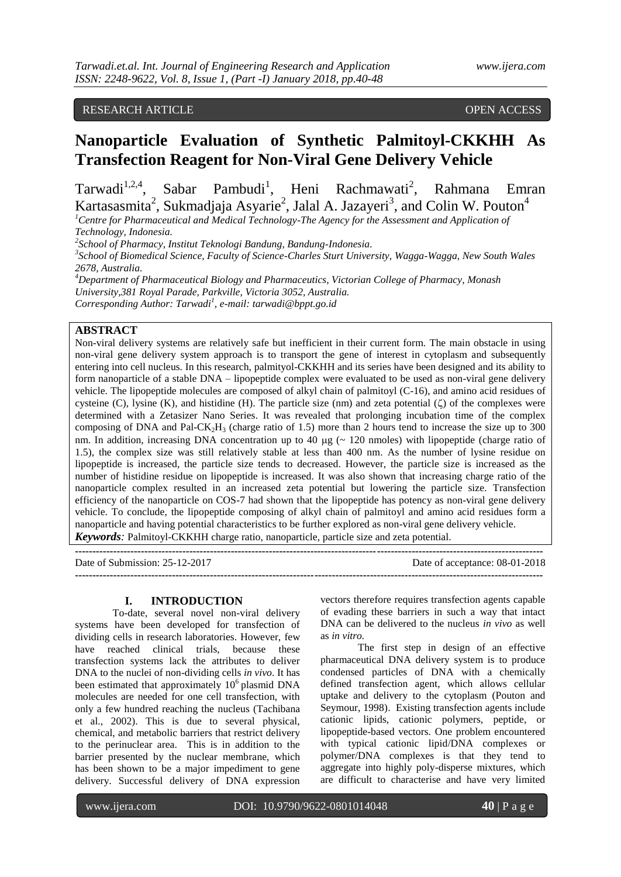RESEARCH ARTICLE OPEN ACCESS

# Nanoparticle Evaluation of Synthetic Palmitoyl-CKKHH As Transfection Reagent for Non-Viral Gene Delivery Vehicle

Tarwadi[1,2,4], Sabar Pambudi[1], Heni Rachmawati[2], Rahmana Emran Kartasasmita[2], Sukmadjaja Asyarie[2], Jalal A. Jazayeri[3], and Colin W. Pouton[4]

[1]*Centre for Pharmaceutical and Medical Technology-The Agency for the Assessment and Application of Technology, Indonesia.*
[2]*School of Pharmacy, Institut Teknologi Bandung, Bandung-Indonesia.*
[3]*School of Biomedical Science, Faculty of Science-Charles Sturt University, Wagga-Wagga, New South Wales 2678, Australia.*
[4]*Department of Pharmaceutical Biology and Pharmaceutics, Victorian College of Pharmacy, Monash University,381 Royal Parade, Parkville, Victoria 3052, Australia.*
*Corresponding Author: Tarwadi[1], e-mail: tarwadi@bppt.go.id*

## ABSTRACT

Non-viral delivery systems are relatively safe but inefficient in their current form. The main obstacle in using non-viral gene delivery system approach is to transport the gene of interest in cytoplasm and subsequently entering into cell nucleus. In this research, palmityol-CKKHH and its series have been designed and its ability to form nanoparticle of a stable DNA – lipopeptide complex were evaluated to be used as non-viral gene delivery vehicle. The lipopeptide molecules are composed of alkyl chain of palmitoyl (C-16), and amino acid residues of cysteine (C), lysine (K), and histidine (H). The particle size (nm) and zeta potential (ζ) of the complexes were determined with a Zetasizer Nano Series. It was revealed that prolonging incubation time of the complex composing of DNA and Pal-$CK_2H_3$ (charge ratio of 1.5) more than 2 hours tend to increase the size up to 300 nm. In addition, increasing DNA concentration up to 40 μg (~ 120 nmoles) with lipopeptide (charge ratio of 1.5), the complex size was still relatively stable at less than 400 nm. As the number of lysine residue on lipopeptide is increased, the particle size tends to decreased. However, the particle size is increased as the number of histidine residue on lipopeptide is increased. It was also shown that increasing charge ratio of the nanoparticle complex resulted in an increased zeta potential but lowering the particle size. Transfection efficiency of the nanoparticle on COS-7 had shown that the lipopeptide has potency as non-viral gene delivery vehicle. To conclude, the lipopeptide composing of alkyl chain of palmitoyl and amino acid residues form a nanoparticle and having potential characteristics to be further explored as non-viral gene delivery vehicle.

***Keywords**:* Palmitoyl-CKKHH charge ratio, nanoparticle, particle size and zeta potential.

---

Date of Submission: 25-12-2017 Date of acceptance: 08-01-2018

---

## I. INTRODUCTION

To-date, several novel non-viral delivery systems have been developed for transfection of dividing cells in research laboratories. However, few have reached clinical trials, because these transfection systems lack the attributes to deliver DNA to the nuclei of non-dividing cells *in vivo*. It has been estimated that approximately $10^6$ plasmid DNA molecules are needed for one cell transfection, with only a few hundred reaching the nucleus (Tachibana et al., 2002). This is due to several physical, chemical, and metabolic barriers that restrict delivery to the perinuclear area. This is in addition to the barrier presented by the nuclear membrane, which has been shown to be a major impediment to gene delivery. Successful delivery of DNA expression vectors therefore requires transfection agents capable of evading these barriers in such a way that intact DNA can be delivered to the nucleus *in vivo* as well as *in vitro*.

The first step in design of an effective pharmaceutical DNA delivery system is to produce condensed particles of DNA with a chemically defined transfection agent, which allows cellular uptake and delivery to the cytoplasm (Pouton and Seymour, 1998). Existing transfection agents include cationic lipids, cationic polymers, peptide, or lipopeptide-based vectors. One problem encountered with typical cationic lipid/DNA complexes or polymer/DNA complexes is that they tend to aggregate into highly poly-disperse mixtures, which are difficult to characterise and have very limited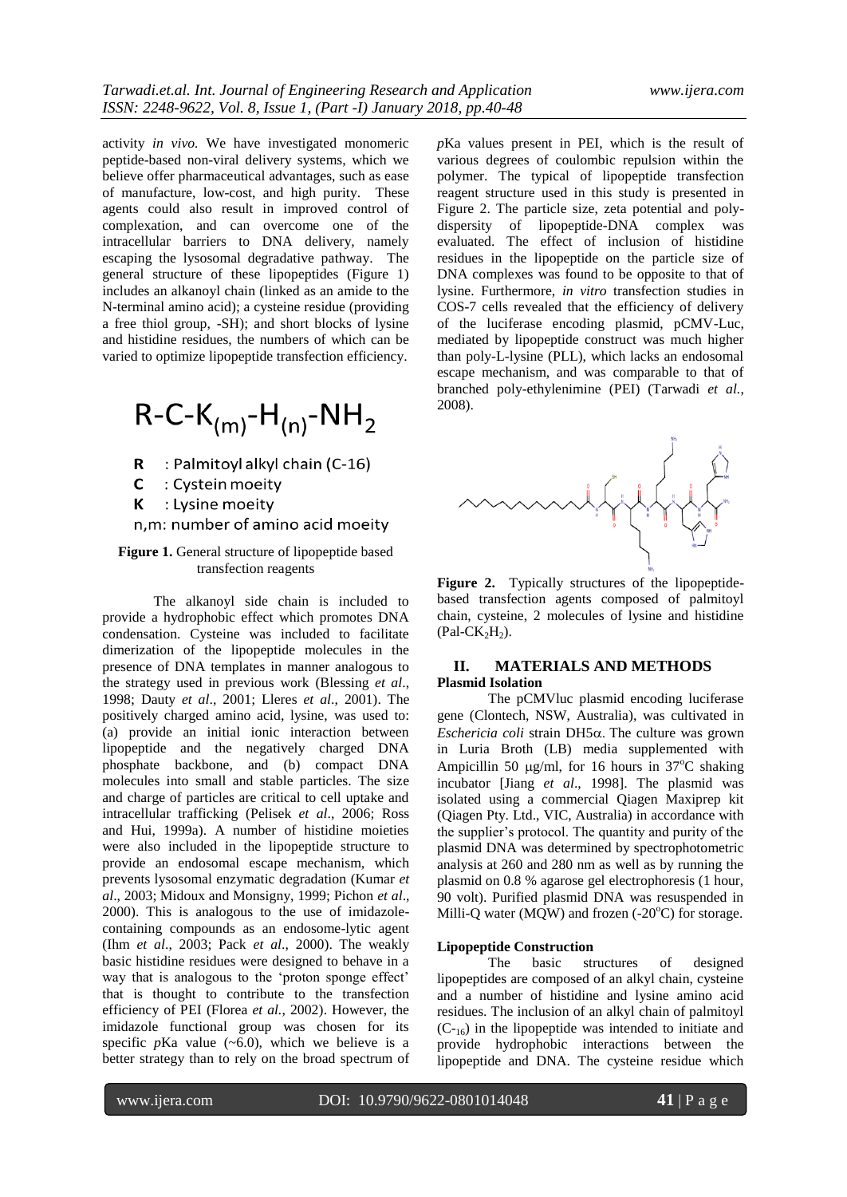activity *in vivo.* We have investigated monomeric peptide-based non-viral delivery systems, which we believe offer pharmaceutical advantages, such as ease of manufacture, low-cost, and high purity. These agents could also result in improved control of complexation, and can overcome one of the intracellular barriers to DNA delivery, namely escaping the lysosomal degradative pathway. The general structure of these lipopeptides (Figure 1) includes an alkanoyl chain (linked as an amide to the N-terminal amino acid); a cysteine residue (providing a free thiol group, -SH); and short blocks of lysine and histidine residues, the numbers of which can be varied to optimize lipopeptide transfection efficiency.

$$R\text{-}C\text{-}K_{(m)}\text{-}H_{(n)}\text{-}NH_2$$

**R** : Palmitoyl alkyl chain (C-16)
**C** : Cystein moeity
**K** : Lysine moeity
n,m: number of amino acid moeity

**Figure 1.** General structure of lipopeptide based transfection reagents

The alkanoyl side chain is included to provide a hydrophobic effect which promotes DNA condensation. Cysteine was included to facilitate dimerization of the lipopeptide molecules in the presence of DNA templates in manner analogous to the strategy used in previous work (Blessing *et al*., 1998; Dauty *et al*., 2001; Lleres *et al*., 2001). The positively charged amino acid, lysine, was used to: (a) provide an initial ionic interaction between lipopeptide and the negatively charged DNA phosphate backbone, and (b) compact DNA molecules into small and stable particles. The size and charge of particles are critical to cell uptake and intracellular trafficking (Pelisek *et al*., 2006; Ross and Hui, 1999a). A number of histidine moieties were also included in the lipopeptide structure to provide an endosomal escape mechanism, which prevents lysosomal enzymatic degradation (Kumar *et al*., 2003; Midoux and Monsigny, 1999; Pichon *et al*., 2000). This is analogous to the use of imidazole-containing compounds as an endosome-lytic agent (Ihm *et al*., 2003; Pack *et al*., 2000). The weakly basic histidine residues were designed to behave in a way that is analogous to the 'proton sponge effect' that is thought to contribute to the transfection efficiency of PEI (Florea *et al.*, 2002). However, the imidazole functional group was chosen for its specific *p*Ka value (~6.0), which we believe is a better strategy than to rely on the broad spectrum of *p*Ka values present in PEI, which is the result of various degrees of coulombic repulsion within the polymer. The typical of lipopeptide transfection reagent structure used in this study is presented in Figure 2. The particle size, zeta potential and poly-dispersity of lipopeptide-DNA complex was evaluated. The effect of inclusion of histidine residues in the lipopeptide on the particle size of DNA complexes was found to be opposite to that of lysine. Furthermore, *in vitro* transfection studies in COS-7 cells revealed that the efficiency of delivery of the luciferase encoding plasmid, pCMV-Luc, mediated by lipopeptide construct was much higher than poly-L-lysine (PLL), which lacks an endosomal escape mechanism, and was comparable to that of branched poly-ethylenimine (PEI) (Tarwadi *et al.*, 2008).

**Figure 2.** Typically structures of the lipopeptide-based transfection agents composed of palmitoyl chain, cysteine, 2 molecules of lysine and histidine (Pal-$CK_2H_2$).

## II. MATERIALS AND METHODS

**Plasmid Isolation**

The pCMVluc plasmid encoding luciferase gene (Clontech, NSW, Australia), was cultivated in *Eschericia coli* strain DH5α. The culture was grown in Luria Broth (LB) media supplemented with Ampicillin 50 μg/ml, for 16 hours in 37°C shaking incubator [Jiang *et al*., 1998]. The plasmid was isolated using a commercial Qiagen Maxiprep kit (Qiagen Pty. Ltd., VIC, Australia) in accordance with the supplier's protocol. The quantity and purity of the plasmid DNA was determined by spectrophotometric analysis at 260 and 280 nm as well as by running the plasmid on 0.8 % agarose gel electrophoresis (1 hour, 90 volt). Purified plasmid DNA was resuspended in Milli-Q water (MQW) and frozen (-20°C) for storage.

**Lipopeptide Construction**

The basic structures of designed lipopeptides are composed of an alkyl chain, cysteine and a number of histidine and lysine amino acid residues. The inclusion of an alkyl chain of palmitoyl ($C_{16}$) in the lipopeptide was intended to initiate and provide hydrophobic interactions between the lipopeptide and DNA. The cysteine residue which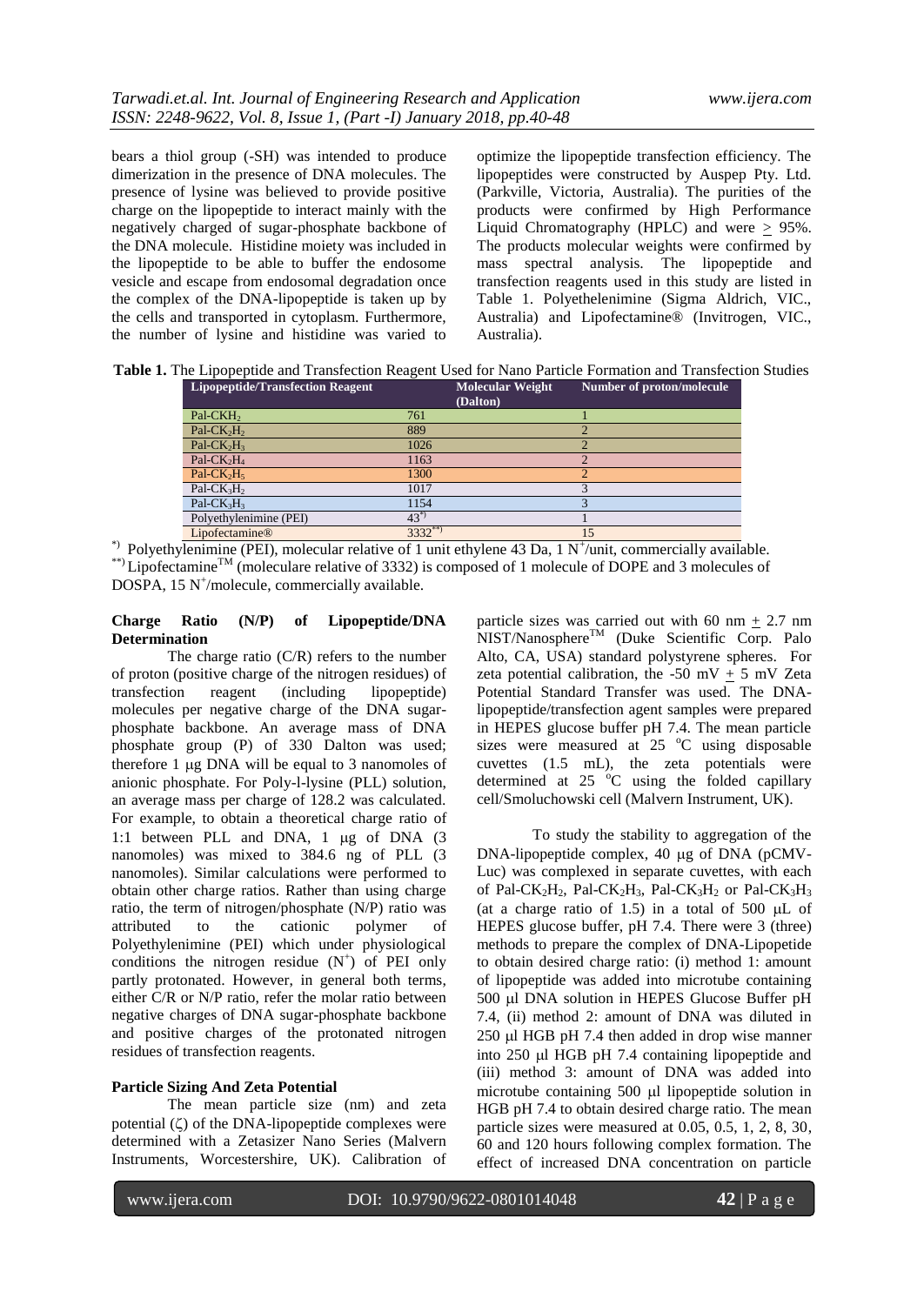bears a thiol group (-SH) was intended to produce dimerization in the presence of DNA molecules. The presence of lysine was believed to provide positive charge on the lipopeptide to interact mainly with the negatively charged of sugar-phosphate backbone of the DNA molecule. Histidine moiety was included in the lipopeptide to be able to buffer the endosome vesicle and escape from endosomal degradation once the complex of the DNA-lipopeptide is taken up by the cells and transported in cytoplasm. Furthermore, the number of lysine and histidine was varied to optimize the lipopeptide transfection efficiency. The lipopeptides were constructed by Auspep Pty. Ltd. (Parkville, Victoria, Australia). The purities of the products were confirmed by High Performance Liquid Chromatography (HPLC) and were $\geq$ 95%. The products molecular weights were confirmed by mass spectral analysis. The lipopeptide and transfection reagents used in this study are listed in Table 1. Polyethelenimine (Sigma Aldrich, VIC., Australia) and Lipofectamine® (Invitrogen, VIC., Australia).

**Table 1.** The Lipopeptide and Transfection Reagent Used for Nano Particle Formation and Transfection Studies

| Lipopeptide/Transfection Reagent | Molecular Weight (Dalton) | Number of proton/molecule |
|---|---|---|
| Pal-$CKH_2$ | 761 | 1 |
| Pal-$CK_2H_2$ | 889 | 2 |
| Pal-$CK_2H_3$ | 1026 | 2 |
| Pal-$CK_2H_4$ | 1163 | 2 |
| Pal-$CK_2H_5$ | 1300 | 2 |
| Pal-$CK_3H_2$ | 1017 | 3 |
| Pal-$CK_3H_3$ | 1154 | 3 |
| Polyethylenimine (PEI) | 43[*)] | 1 |
| Lipofectamine® | 3332[**)] | 15 |

[*)] Polyethylenimine (PEI), molecular relative of 1 unit ethylene 43 Da, 1 $N^+$/unit, commercially available.
[**)] Lipofectamine™ (moleculare relative of 3332) is composed of 1 molecule of DOPE and 3 molecules of DOSPA, 15 $N^+$/molecule, commercially available.

**Charge Ratio (N/P) of Lipopeptide/DNA Determination**

The charge ratio (C/R) refers to the number of proton (positive charge of the nitrogen residues) of transfection reagent (including lipopeptide) molecules per negative charge of the DNA sugar-phosphate backbone. An average mass of DNA phosphate group (P) of 330 Dalton was used; therefore 1 μg DNA will be equal to 3 nanomoles of anionic phosphate. For Poly-l-lysine (PLL) solution, an average mass per charge of 128.2 was calculated. For example, to obtain a theoretical charge ratio of 1:1 between PLL and DNA, 1 μg of DNA (3 nanomoles) was mixed to 384.6 ng of PLL (3 nanomoles). Similar calculations were performed to obtain other charge ratios. Rather than using charge ratio, the term of nitrogen/phosphate (N/P) ratio was attributed to the cationic polymer of Polyethylenimine (PEI) which under physiological conditions the nitrogen residue ($N^+$) of PEI only partly protonated. However, in general both terms, either C/R or N/P ratio, refer the molar ratio between negative charges of DNA sugar-phosphate backbone and positive charges of the protonated nitrogen residues of transfection reagents.

**Particle Sizing And Zeta Potential**

The mean particle size (nm) and zeta potential ($\zeta$) of the DNA-lipopeptide complexes were determined with a Zetasizer Nano Series (Malvern Instruments, Worcestershire, UK). Calibration of particle sizes was carried out with 60 nm $\pm$ 2.7 nm NIST/Nanosphere™ (Duke Scientific Corp. Palo Alto, CA, USA) standard polystyrene spheres. For zeta potential calibration, the -50 mV $\pm$ 5 mV Zeta Potential Standard Transfer was used. The DNA-lipopeptide/transfection agent samples were prepared in HEPES glucose buffer pH 7.4. The mean particle sizes were measured at 25 °C using disposable cuvettes (1.5 mL), the zeta potentials were determined at 25 °C using the folded capillary cell/Smoluchowski cell (Malvern Instrument, UK).

To study the stability to aggregation of the DNA-lipopeptide complex, 40 μg of DNA (pCMV-Luc) was complexed in separate cuvettes, with each of Pal-$CK_2H_2$, Pal-$CK_2H_3$, Pal-$CK_3H_2$ or Pal-$CK_3H_3$ (at a charge ratio of 1.5) in a total of 500 μL of HEPES glucose buffer, pH 7.4. There were 3 (three) methods to prepare the complex of DNA-Lipopetide to obtain desired charge ratio: (i) method 1: amount of lipopeptide was added into microtube containing 500 μl DNA solution in HEPES Glucose Buffer pH 7.4, (ii) method 2: amount of DNA was diluted in 250 μl HGB pH 7.4 then added in drop wise manner into 250 μl HGB pH 7.4 containing lipopeptide and (iii) method 3: amount of DNA was added into microtube containing 500 μl lipopeptide solution in HGB pH 7.4 to obtain desired charge ratio. The mean particle sizes were measured at 0.05, 0.5, 1, 2, 8, 30, 60 and 120 hours following complex formation. The effect of increased DNA concentration on particle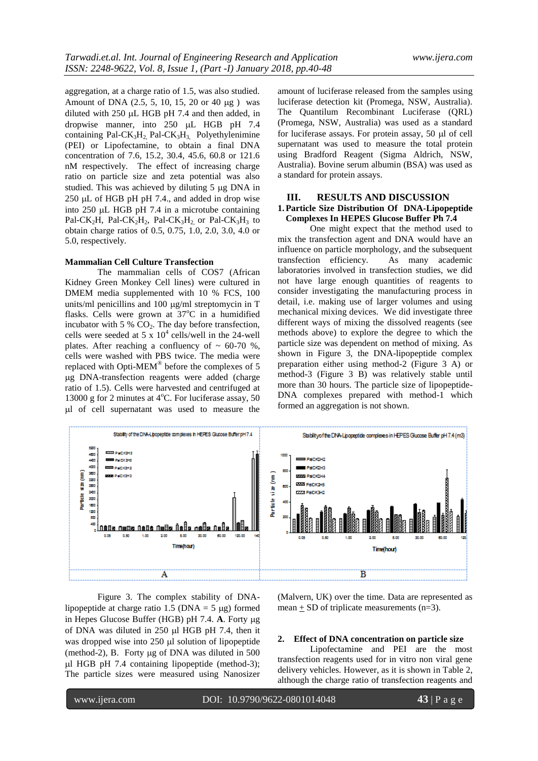aggregation, at a charge ratio of 1.5, was also studied. Amount of DNA (2.5, 5, 10, 15, 20 or 40 μg ) was diluted with 250 μL HGB pH 7.4 and then added, in dropwise manner, into 250 μL HGB pH 7.4 containing Pal-$CK_3H_2$, Pal-$CK_3H_3$, Polyethylenimine (PEI) or Lipofectamine, to obtain a final DNA concentration of 7.6, 15.2, 30.4, 45.6, 60.8 or 121.6 nM respectively. The effect of increasing charge ratio on particle size and zeta potential was also studied. This was achieved by diluting 5 μg DNA in 250 μL of HGB pH pH 7.4., and added in drop wise into 250 μL HGB pH 7.4 in a microtube containing Pal-$CK_2H$, Pal-$CK_2H_2$, Pal-$CK_3H_2$ or Pal-$CK_3H_3$ to obtain charge ratios of 0.5, 0.75, 1.0, 2.0, 3.0, 4.0 or 5.0, respectively.

**Mammalian Cell Culture Transfection**

The mammalian cells of COS7 (African Kidney Green Monkey Cell lines) were cultured in DMEM media supplemented with 10 % FCS, 100 units/ml penicillins and 100 μg/ml streptomycin in T flasks. Cells were grown at 37°C in a humidified incubator with 5 % $CO_2$. The day before transfection, cells were seeded at 5 x $10^4$ cells/well in the 24-well plates. After reaching a confluency of ~ 60-70 %, cells were washed with PBS twice. The media were replaced with Opti-MEM® before the complexes of 5 μg DNA-transfection reagents were added (charge ratio of 1.5). Cells were harvested and centrifuged at 13000 g for 2 minutes at 4°C. For luciferase assay, 50 μl of cell supernatant was used to measure the amount of luciferase released from the samples using luciferase detection kit (Promega, NSW, Australia). The Quantilum Recombinant Luciferase (QRL) (Promega, NSW, Australia) was used as a standard for luciferase assays. For protein assay, 50 μl of cell supernatant was used to measure the total protein using Bradford Reagent (Sigma Aldrich, NSW, Australia). Bovine serum albumin (BSA) was used as a standard for protein assays.

## III. RESULTS AND DISCUSSION

### 1. Particle Size Distribution Of DNA-Lipopeptide Complexes In HEPES Glucose Buffer Ph 7.4

One might expect that the method used to mix the transfection agent and DNA would have an influence on particle morphology, and the subsequent transfection efficiency. As many academic laboratories involved in transfection studies, we did not have large enough quantities of reagents to consider investigating the manufacturing process in detail, i.e. making use of larger volumes and using mechanical mixing devices. We did investigate three different ways of mixing the dissolved reagents (see methods above) to explore the degree to which the particle size was dependent on method of mixing. As shown in Figure 3, the DNA-lipopeptide complex preparation either using method-2 (Figure 3 A) or method-3 (Figure 3 B) was relatively stable until more than 30 hours. The particle size of lipopeptide-DNA complexes prepared with method-1 which formed an aggregation is not shown.

Figure 3. The complex stability of DNA-lipopeptide at charge ratio 1.5 (DNA = 5 μg) formed in Hepes Glucose Buffer (HGB) pH 7.4. **A**. Forty μg of DNA was diluted in 250 μl HGB pH 7.4, then it was dropped wise into 250 μl solution of lipopeptide (method-2), B. Forty μg of DNA was diluted in 500 μl HGB pH 7.4 containing lipopeptide (method-3); The particle sizes were measured using Nanosizer (Malvern, UK) over the time. Data are represented as mean ± SD of triplicate measurements (n=3).

### 2. Effect of DNA concentration on particle size

Lipofectamine and PEI are the most transfection reagents used for in vitro non viral gene delivery vehicles. However, as it is shown in Table 2, although the charge ratio of transfection reagents and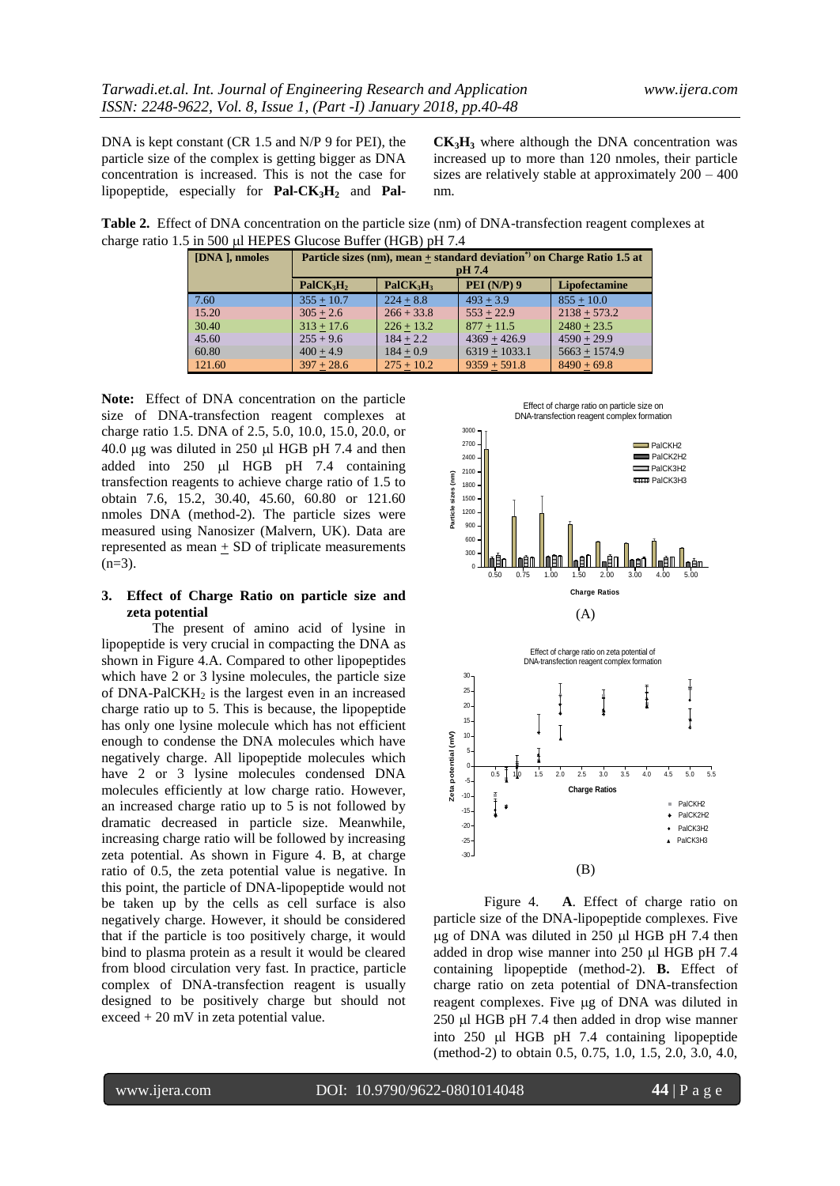DNA is kept constant (CR 1.5 and N/P 9 for PEI), the particle size of the complex is getting bigger as DNA concentration is increased. This is not the case for lipopeptide, especially for **Pal-$CK_3H_2$** and **Pal-$CK_3H_3$** where although the DNA concentration was increased up to more than 120 nmoles, their particle sizes are relatively stable at approximately 200 – 400 nm.

**Table 2.** Effect of DNA concentration on the particle size (nm) of DNA-transfection reagent complexes at charge ratio 1.5 in 500 μl HEPES Glucose Buffer (HGB) pH 7.4

| [DNA ], nmoles | Particle sizes (nm), mean ± standard deviation[*)] on Charge Ratio 1.5 at pH 7.4 | | | |
|---|---|---|---|---|
| | $PalCK_3H_2$ | $PalCK_3H_3$ | PEI (N/P) 9 | Lipofectamine |
| 7.60 | 355 ± 10.7 | 224 ± 8.8 | 493 ± 3.9 | 855 ± 10.0 |
| 15.20 | 305 ± 2.6 | 266 ± 33.8 | 553 ± 22.9 | 2138 ± 573.2 |
| 30.40 | 313 ± 17.6 | 226 ± 13.2 | 877 ± 11.5 | 2480 ± 23.5 |
| 45.60 | 255 ± 9.6 | 184 ± 2.2 | 4369 ± 426.9 | 4590 ± 29.9 |
| 60.80 | 400 ± 4.9 | 184 ± 0.9 | 6319 ± 1033.1 | 5663 ± 1574.9 |
| 121.60 | 397 ± 28.6 | 275 ± 10.2 | 9359 ± 591.8 | 8490 ± 69.8 |

**Note:** Effect of DNA concentration on the particle size of DNA-transfection reagent complexes at charge ratio 1.5. DNA of 2.5, 5.0, 10.0, 15.0, 20.0, or 40.0 μg was diluted in 250 μl HGB pH 7.4 and then added into 250 μl HGB pH 7.4 containing transfection reagents to achieve charge ratio of 1.5 to obtain 7.6, 15.2, 30.40, 45.60, 60.80 or 121.60 nmoles DNA (method-2). The particle sizes were measured using Nanosizer (Malvern, UK). Data are represented as mean ± SD of triplicate measurements (n=3).

### 3. Effect of Charge Ratio on particle size and zeta potential

The present of amino acid of lysine in lipopeptide is very crucial in compacting the DNA as shown in Figure 4.A. Compared to other lipopeptides which have 2 or 3 lysine molecules, the particle size of DNA-$PalCKH_2$ is the largest even in an increased charge ratio up to 5. This is because, the lipopeptide has only one lysine molecule which has not efficient enough to condense the DNA molecules which have negatively charge. All lipopeptide molecules which have 2 or 3 lysine molecules condensed DNA molecules efficiently at low charge ratio. However, an increased charge ratio up to 5 is not followed by dramatic decreased in particle size. Meanwhile, increasing charge ratio will be followed by increasing zeta potential. As shown in Figure 4. B, at charge ratio of 0.5, the zeta potential value is negative. In this point, the particle of DNA-lipopeptide would not be taken up by the cells as cell surface is also negatively charge. However, it should be considered that if the particle is too positively charge, it would bind to plasma protein as a result it would be cleared from blood circulation very fast. In practice, particle complex of DNA-transfection reagent is usually designed to be positively charge but should not exceed + 20 mV in zeta potential value.

Effect of charge ratio on particle size on DNA-transfection reagent complex formation

(A)

Effect of charge ratio on zeta potential of DNA-transfection reagent complex formation

(B)

Figure 4. **A**. Effect of charge ratio on particle size of the DNA-lipopeptide complexes. Five μg of DNA was diluted in 250 μl HGB pH 7.4 then added in drop wise manner into 250 μl HGB pH 7.4 containing lipopeptide (method-2). **B.** Effect of charge ratio on zeta potential of DNA-transfection reagent complexes. Five μg of DNA was diluted in 250 μl HGB pH 7.4 then added in drop wise manner into 250 μl HGB pH 7.4 containing lipopeptide (method-2) to obtain 0.5, 0.75, 1.0, 1.5, 2.0, 3.0, 4.0,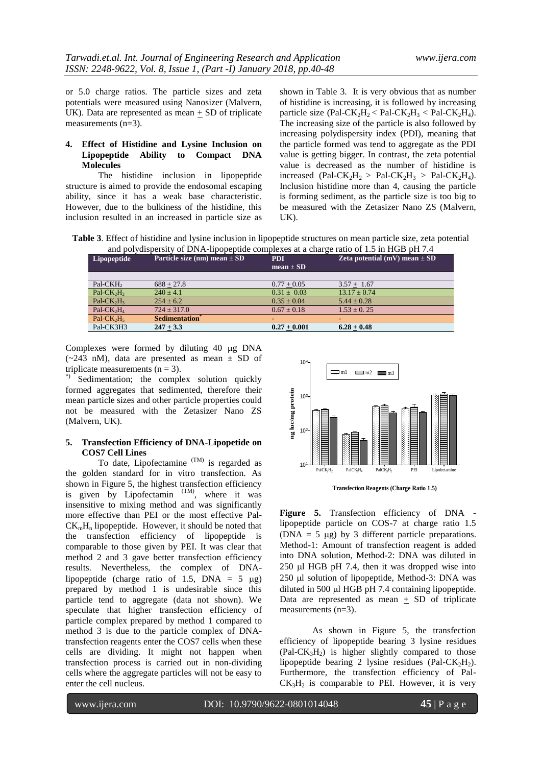or 5.0 charge ratios. The particle sizes and zeta potentials were measured using Nanosizer (Malvern, UK). Data are represented as mean $\pm$ SD of triplicate measurements (n=3).

## 4. Effect of Histidine and Lysine Inclusion on Lipopeptide Ability to Compact DNA Molecules

The histidine inclusion in lipopeptide structure is aimed to provide the endosomal escaping ability, since it has a weak base characteristic. However, due to the bulkiness of the histidine, this inclusion resulted in an increased in particle size as shown in Table 3. It is very obvious that as number of histidine is increasing, it is followed by increasing particle size (Pal-$CK_2H_2$ < Pal-$CK_2H_3$ < Pal-$CK_2H_4$). The increasing size of the particle is also followed by increasing polydispersity index (PDI), meaning that the particle formed was tend to aggregate as the PDI value is getting bigger. In contrast, the zeta potential value is decreased as the number of histidine is increased (Pal-$CK_2H_2$ > Pal-$CK_2H_3$ > Pal-$CK_2H_4$). Inclusion histidine more than 4, causing the particle is forming sediment, as the particle size is too big to be measured with the Zetasizer Nano ZS (Malvern, UK).

**Table 3**. Effect of histidine and lysine inclusion in lipopeptide structures on mean particle size, zeta potential and polydispersity of DNA-lipopeptide complexes at a charge ratio of 1.5 in HGB pH 7.4

| Lipopeptide | Particle size (nm) mean ± SD | PDI mean ± SD | Zeta potential (mV) mean ± SD |
|---|---|---|---|
| Pal-$CKH_2$ | 688 + 27.8 | 0.77 + 0.05 | 3.57 + 1.67 |
| Pal-$CK_2H_2$ | 240 ± 4.1 | 0.31 ± 0.03 | 13.17 ± 0.74 |
| Pal-$CK_2H_3$ | 254 ± 6.2 | 0.35 ± 0.04 | 5.44 ± 0.28 |
| Pal-$CK_2H_4$ | 724 ± 317.0 | 0.67 ± 0.18 | 1.53 ± 0. 25 |
| Pal-$CK_2H_5$ | **Sedimentation***) | - | - |
| Pal-CK3H3 | **247 + 3.3** | **0.27 + 0.001** | **6.28 + 0.48** |

Complexes were formed by diluting 40 μg DNA (~243 nM), data are presented as mean ± SD of triplicate measurements (n = 3).

*) Sedimentation; the complex solution quickly formed aggregates that sedimented, therefore their mean particle sizes and other particle properties could not be measured with the Zetasizer Nano ZS (Malvern, UK).

## 5. Transfection Efficiency of DNA-Lipopetide on COS7 Cell Lines

To date, Lipofectamine (TM) is regarded as the golden standard for in vitro transfection. As shown in Figure 5, the highest transfection efficiency is given by Lipofectamin (TM), where it was insensitive to mixing method and was significantly more effective than PEI or the most effective Pal-$CK_mH_n$ lipopeptide. However, it should be noted that the transfection efficiency of lipopeptide is comparable to those given by PEI. It was clear that method 2 and 3 gave better transfection efficiency results. Nevertheless, the complex of DNA-lipopeptide (charge ratio of 1.5, DNA = 5 μg) prepared by method 1 is undesirable since this particle tend to aggregate (data not shown). We speculate that higher transfection efficiency of particle complex prepared by method 1 compared to method 3 is due to the particle complex of DNA-transfection reagents enter the COS7 cells when these cells are dividing. It might not happen when transfection process is carried out in non-dividing cells where the aggregate particles will not be easy to enter the cell nucleus.

**Figure 5.** Transfection efficiency of DNA - lipopeptide particle on COS-7 at charge ratio 1.5 (DNA = 5 μg) by 3 different particle preparations. Method-1: Amount of transfection reagent is added into DNA solution, Method-2: DNA was diluted in 250 μl HGB pH 7.4, then it was dropped wise into 250 μl solution of lipopeptide, Method-3: DNA was diluted in 500 μl HGB pH 7.4 containing lipopeptide. Data are represented as mean $\pm$ SD of triplicate measurements (n=3).

As shown in Figure 5, the transfection efficiency of lipopeptide bearing 3 lysine residues (Pal-$CK_3H_2$) is higher slightly compared to those lipopeptide bearing 2 lysine residues (Pal-$CK_2H_2$). Furthermore, the transfection efficiency of Pal-$CK_3H_2$ is comparable to PEI. However, it is very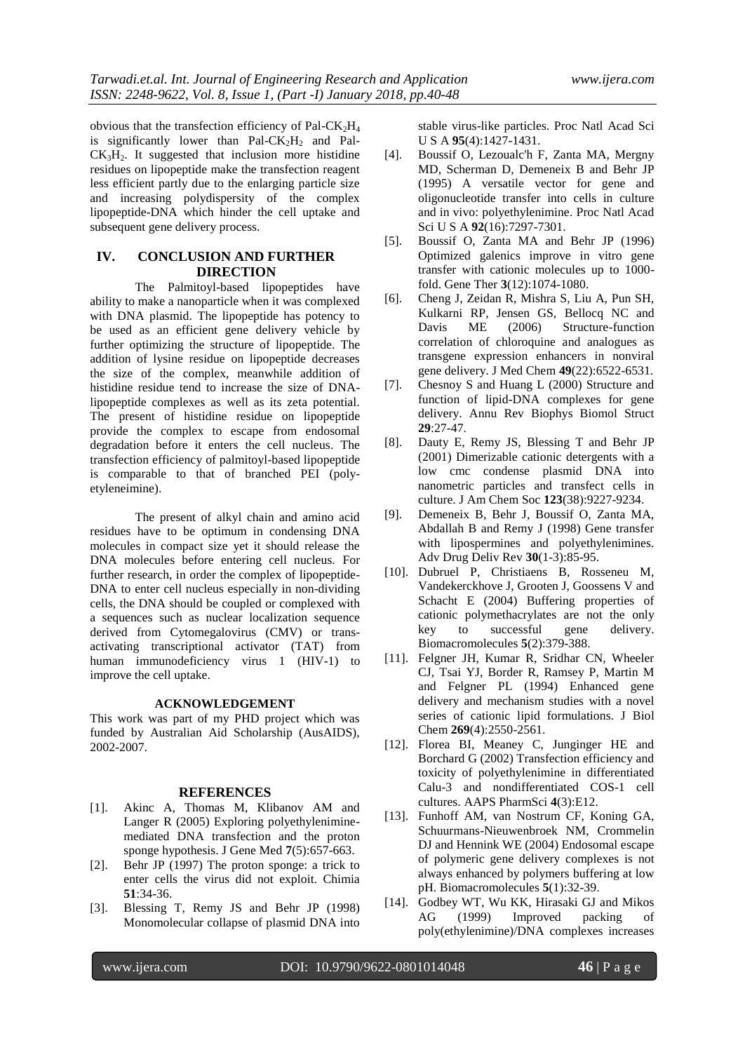obvious that the transfection efficiency of Pal-$CK_2H_4$ is significantly lower than Pal-$CK_2H_2$ and Pal-$CK_3H_2$. It suggested that inclusion more histidine residues on lipopeptide make the transfection reagent less efficient partly due to the enlarging particle size and increasing polydispersity of the complex lipopeptide-DNA which hinder the cell uptake and subsequent gene delivery process.

## IV. CONCLUSION AND FURTHER DIRECTION

The Palmitoyl-based lipopeptides have ability to make a nanoparticle when it was complexed with DNA plasmid. The lipopeptide has potency to be used as an efficient gene delivery vehicle by further optimizing the structure of lipopeptide. The addition of lysine residue on lipopeptide decreases the size of the complex, meanwhile addition of histidine residue tend to increase the size of DNA-lipopeptide complexes as well as its zeta potential. The present of histidine residue on lipopeptide provide the complex to escape from endosomal degradation before it enters the cell nucleus. The transfection efficiency of palmitoyl-based lipopeptide is comparable to that of branched PEI (poly-etyleneimine).

The present of alkyl chain and amino acid residues have to be optimum in condensing DNA molecules in compact size yet it should release the DNA molecules before entering cell nucleus. For further research, in order the complex of lipopeptide-DNA to enter cell nucleus especially in non-dividing cells, the DNA should be coupled or complexed with a sequences such as nuclear localization sequence derived from Cytomegalovirus (CMV) or trans-activating transcriptional activator (TAT) from human immunodeficiency virus 1 (HIV-1) to improve the cell uptake.

### ACKNOWLEDGEMENT

This work was part of my PHD project which was funded by Australian Aid Scholarship (AusAIDS), 2002-2007.

### REFERENCES

[1]. Akinc A, Thomas M, Klibanov AM and Langer R (2005) Exploring polyethylenimine-mediated DNA transfection and the proton sponge hypothesis. J Gene Med **7**(5):657-663.

[2]. Behr JP (1997) The proton sponge: a trick to enter cells the virus did not exploit. Chimia **51**:34-36.

[3]. Blessing T, Remy JS and Behr JP (1998) Monomolecular collapse of plasmid DNA into stable virus-like particles. Proc Natl Acad Sci U S A **95**(4):1427-1431.

[4]. Boussif O, Lezoualc'h F, Zanta MA, Mergny MD, Scherman D, Demeneix B and Behr JP (1995) A versatile vector for gene and oligonucleotide transfer into cells in culture and in vivo: polyethylenimine. Proc Natl Acad Sci U S A **92**(16):7297-7301.

[5]. Boussif O, Zanta MA and Behr JP (1996) Optimized galenics improve in vitro gene transfer with cationic molecules up to 1000-fold. Gene Ther **3**(12):1074-1080.

[6]. Cheng J, Zeidan R, Mishra S, Liu A, Pun SH, Kulkarni RP, Jensen GS, Bellocq NC and Davis ME (2006) Structure-function correlation of chloroquine and analogues as transgene expression enhancers in nonviral gene delivery. J Med Chem **49**(22):6522-6531.

[7]. Chesnoy S and Huang L (2000) Structure and function of lipid-DNA complexes for gene delivery. Annu Rev Biophys Biomol Struct **29**:27-47.

[8]. Dauty E, Remy JS, Blessing T and Behr JP (2001) Dimerizable cationic detergents with a low cmc condense plasmid DNA into nanometric particles and transfect cells in culture. J Am Chem Soc **123**(38):9227-9234.

[9]. Demeneix B, Behr J, Boussif O, Zanta MA, Abdallah B and Remy J (1998) Gene transfer with lipospermines and polyethylenimines. Adv Drug Deliv Rev **30**(1-3):85-95.

[10]. Dubruel P, Christiaens B, Rosseneu M, Vandekerckhove J, Grooten J, Goossens V and Schacht E (2004) Buffering properties of cationic polymethacrylates are not the only key to successful gene delivery. Biomacromolecules **5**(2):379-388.

[11]. Felgner JH, Kumar R, Sridhar CN, Wheeler CJ, Tsai YJ, Border R, Ramsey P, Martin M and Felgner PL (1994) Enhanced gene delivery and mechanism studies with a novel series of cationic lipid formulations. J Biol Chem **269**(4):2550-2561.

[12]. Florea BI, Meaney C, Junginger HE and Borchard G (2002) Transfection efficiency and toxicity of polyethylenimine in differentiated Calu-3 and nondifferentiated COS-1 cell cultures. AAPS PharmSci **4**(3):E12.

[13]. Funhoff AM, van Nostrum CF, Koning GA, Schuurmans-Nieuwenbroek NM, Crommelin DJ and Hennink WE (2004) Endosomal escape of polymeric gene delivery complexes is not always enhanced by polymers buffering at low pH. Biomacromolecules **5**(1):32-39.

[14]. Godbey WT, Wu KK, Hirasaki GJ and Mikos AG (1999) Improved packing of poly(ethylenimine)/DNA complexes increases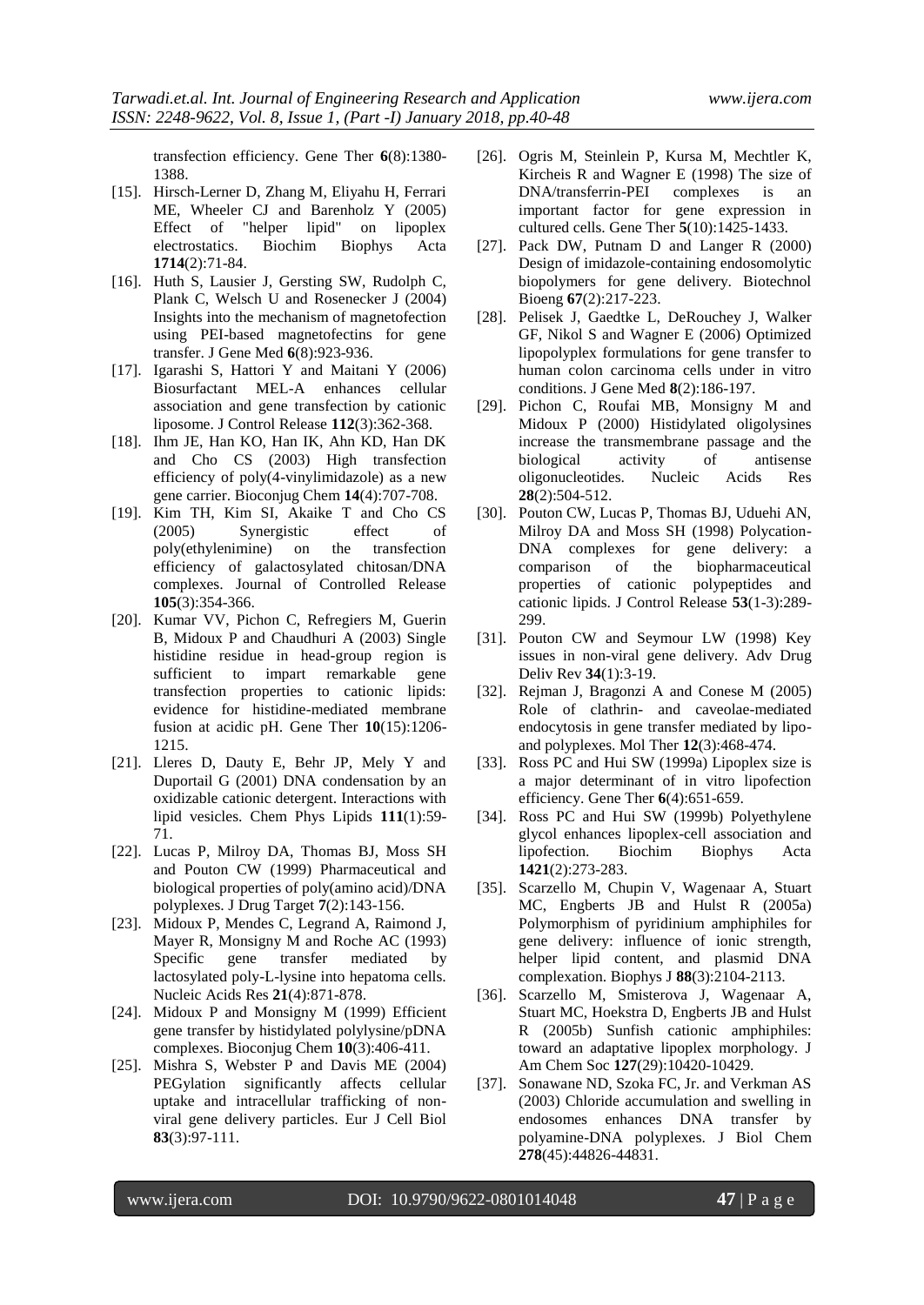transfection efficiency. Gene Ther **6**(8):1380-1388.

[15]. Hirsch-Lerner D, Zhang M, Eliyahu H, Ferrari ME, Wheeler CJ and Barenholz Y (2005) Effect of "helper lipid" on lipoplex electrostatics. Biochim Biophys Acta **1714**(2):71-84.

[16]. Huth S, Lausier J, Gersting SW, Rudolph C, Plank C, Welsch U and Rosenecker J (2004) Insights into the mechanism of magnetofection using PEI-based magnetofectins for gene transfer. J Gene Med **6**(8):923-936.

[17]. Igarashi S, Hattori Y and Maitani Y (2006) Biosurfactant MEL-A enhances cellular association and gene transfection by cationic liposome. J Control Release **112**(3):362-368.

[18]. Ihm JE, Han KO, Han IK, Ahn KD, Han DK and Cho CS (2003) High transfection efficiency of poly(4-vinylimidazole) as a new gene carrier. Bioconjug Chem **14**(4):707-708.

[19]. Kim TH, Kim SI, Akaike T and Cho CS (2005) Synergistic effect of poly(ethylenimine) on the transfection efficiency of galactosylated chitosan/DNA complexes. Journal of Controlled Release **105**(3):354-366.

[20]. Kumar VV, Pichon C, Refregiers M, Guerin B, Midoux P and Chaudhuri A (2003) Single histidine residue in head-group region is sufficient to impart remarkable gene transfection properties to cationic lipids: evidence for histidine-mediated membrane fusion at acidic pH. Gene Ther **10**(15):1206-1215.

[21]. Lleres D, Dauty E, Behr JP, Mely Y and Duportail G (2001) DNA condensation by an oxidizable cationic detergent. Interactions with lipid vesicles. Chem Phys Lipids **111**(1):59-71.

[22]. Lucas P, Milroy DA, Thomas BJ, Moss SH and Pouton CW (1999) Pharmaceutical and biological properties of poly(amino acid)/DNA polyplexes. J Drug Target **7**(2):143-156.

[23]. Midoux P, Mendes C, Legrand A, Raimond J, Mayer R, Monsigny M and Roche AC (1993) Specific gene transfer mediated by lactosylated poly-L-lysine into hepatoma cells. Nucleic Acids Res **21**(4):871-878.

[24]. Midoux P and Monsigny M (1999) Efficient gene transfer by histidylated polylysine/pDNA complexes. Bioconjug Chem **10**(3):406-411.

[25]. Mishra S, Webster P and Davis ME (2004) PEGylation significantly affects cellular uptake and intracellular trafficking of non-viral gene delivery particles. Eur J Cell Biol **83**(3):97-111.

[26]. Ogris M, Steinlein P, Kursa M, Mechtler K, Kircheis R and Wagner E (1998) The size of DNA/transferrin-PEI complexes is an important factor for gene expression in cultured cells. Gene Ther **5**(10):1425-1433.

[27]. Pack DW, Putnam D and Langer R (2000) Design of imidazole-containing endosomolytic biopolymers for gene delivery. Biotechnol Bioeng **67**(2):217-223.

[28]. Pelisek J, Gaedtke L, DeRouchey J, Walker GF, Nikol S and Wagner E (2006) Optimized lipopolyplex formulations for gene transfer to human colon carcinoma cells under in vitro conditions. J Gene Med **8**(2):186-197.

[29]. Pichon C, Roufai MB, Monsigny M and Midoux P (2000) Histidylated oligolysines increase the transmembrane passage and the biological activity of antisense oligonucleotides. Nucleic Acids Res **28**(2):504-512.

[30]. Pouton CW, Lucas P, Thomas BJ, Uduehi AN, Milroy DA and Moss SH (1998) Polycation-DNA complexes for gene delivery: a comparison of the biopharmaceutical properties of cationic polypeptides and cationic lipids. J Control Release **53**(1-3):289-299.

[31]. Pouton CW and Seymour LW (1998) Key issues in non-viral gene delivery. Adv Drug Deliv Rev **34**(1):3-19.

[32]. Rejman J, Bragonzi A and Conese M (2005) Role of clathrin- and caveolae-mediated endocytosis in gene transfer mediated by lipo- and polyplexes. Mol Ther **12**(3):468-474.

[33]. Ross PC and Hui SW (1999a) Lipoplex size is a major determinant of in vitro lipofection efficiency. Gene Ther **6**(4):651-659.

[34]. Ross PC and Hui SW (1999b) Polyethylene glycol enhances lipoplex-cell association and lipofection. Biochim Biophys Acta **1421**(2):273-283.

[35]. Scarzello M, Chupin V, Wagenaar A, Stuart MC, Engberts JB and Hulst R (2005a) Polymorphism of pyridinium amphiphiles for gene delivery: influence of ionic strength, helper lipid content, and plasmid DNA complexation. Biophys J **88**(3):2104-2113.

[36]. Scarzello M, Smisterova J, Wagenaar A, Stuart MC, Hoekstra D, Engberts JB and Hulst R (2005b) Sunfish cationic amphiphiles: toward an adaptative lipoplex morphology. J Am Chem Soc **127**(29):10420-10429.

[37]. Sonawane ND, Szoka FC, Jr. and Verkman AS (2003) Chloride accumulation and swelling in endosomes enhances DNA transfer by polyamine-DNA polyplexes. J Biol Chem **278**(45):44826-44831.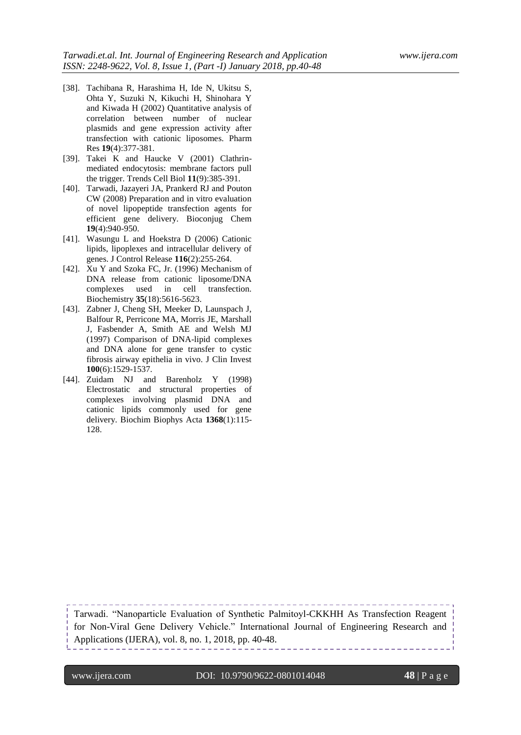[38]. Tachibana R, Harashima H, Ide N, Ukitsu S, Ohta Y, Suzuki N, Kikuchi H, Shinohara Y and Kiwada H (2002) Quantitative analysis of correlation between number of nuclear plasmids and gene expression activity after transfection with cationic liposomes. Pharm Res **19**(4):377-381.

[39]. Takei K and Haucke V (2001) Clathrin-mediated endocytosis: membrane factors pull the trigger. Trends Cell Biol **11**(9):385-391.

[40]. Tarwadi, Jazayeri JA, Prankerd RJ and Pouton CW (2008) Preparation and in vitro evaluation of novel lipopeptide transfection agents for efficient gene delivery. Bioconjug Chem **19**(4):940-950.

[41]. Wasungu L and Hoekstra D (2006) Cationic lipids, lipoplexes and intracellular delivery of genes. J Control Release **116**(2):255-264.

[42]. Xu Y and Szoka FC, Jr. (1996) Mechanism of DNA release from cationic liposome/DNA complexes used in cell transfection. Biochemistry **35**(18):5616-5623.

[43]. Zabner J, Cheng SH, Meeker D, Launspach J, Balfour R, Perricone MA, Morris JE, Marshall J, Fasbender A, Smith AE and Welsh MJ (1997) Comparison of DNA-lipid complexes and DNA alone for gene transfer to cystic fibrosis airway epithelia in vivo. J Clin Invest **100**(6):1529-1537.

[44]. Zuidam NJ and Barenholz Y (1998) Electrostatic and structural properties of complexes involving plasmid DNA and cationic lipids commonly used for gene delivery. Biochim Biophys Acta **1368**(1):115-128.

Tarwadi. "Nanoparticle Evaluation of Synthetic Palmitoyl-CKKHH As Transfection Reagent for Non-Viral Gene Delivery Vehicle." International Journal of Engineering Research and Applications (IJERA), vol. 8, no. 1, 2018, pp. 40-48.